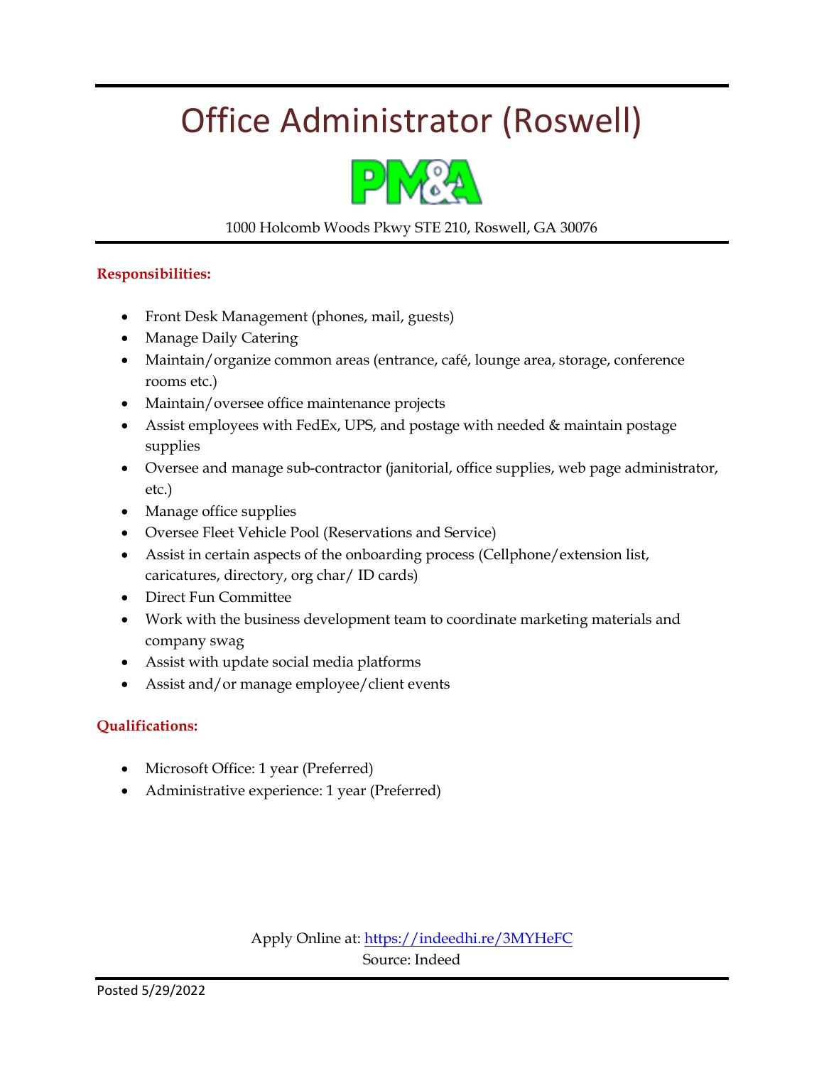# Office Administrator (Roswell)

PM&A

1000 Holcomb Woods Pkwy STE 210, Roswell, GA 30076

**Responsibilities:**

- Front Desk Management (phones, mail, guests)
- Manage Daily Catering
- Maintain/organize common areas (entrance, café, lounge area, storage, conference rooms etc.)
- Maintain/oversee office maintenance projects
- Assist employees with FedEx, UPS, and postage with needed & maintain postage supplies
- Oversee and manage sub-contractor (janitorial, office supplies, web page administrator, etc.)
- Manage office supplies
- Oversee Fleet Vehicle Pool (Reservations and Service)
- Assist in certain aspects of the onboarding process (Cellphone/extension list, caricatures, directory, org char/ ID cards)
- Direct Fun Committee
- Work with the business development team to coordinate marketing materials and company swag
- Assist with update social media platforms
- Assist and/or manage employee/client events

**Qualifications:**

- Microsoft Office: 1 year (Preferred)
- Administrative experience: 1 year (Preferred)

Apply Online at: https://indeedhi.re/3MYHeFC

Source: Indeed

Posted 5/29/2022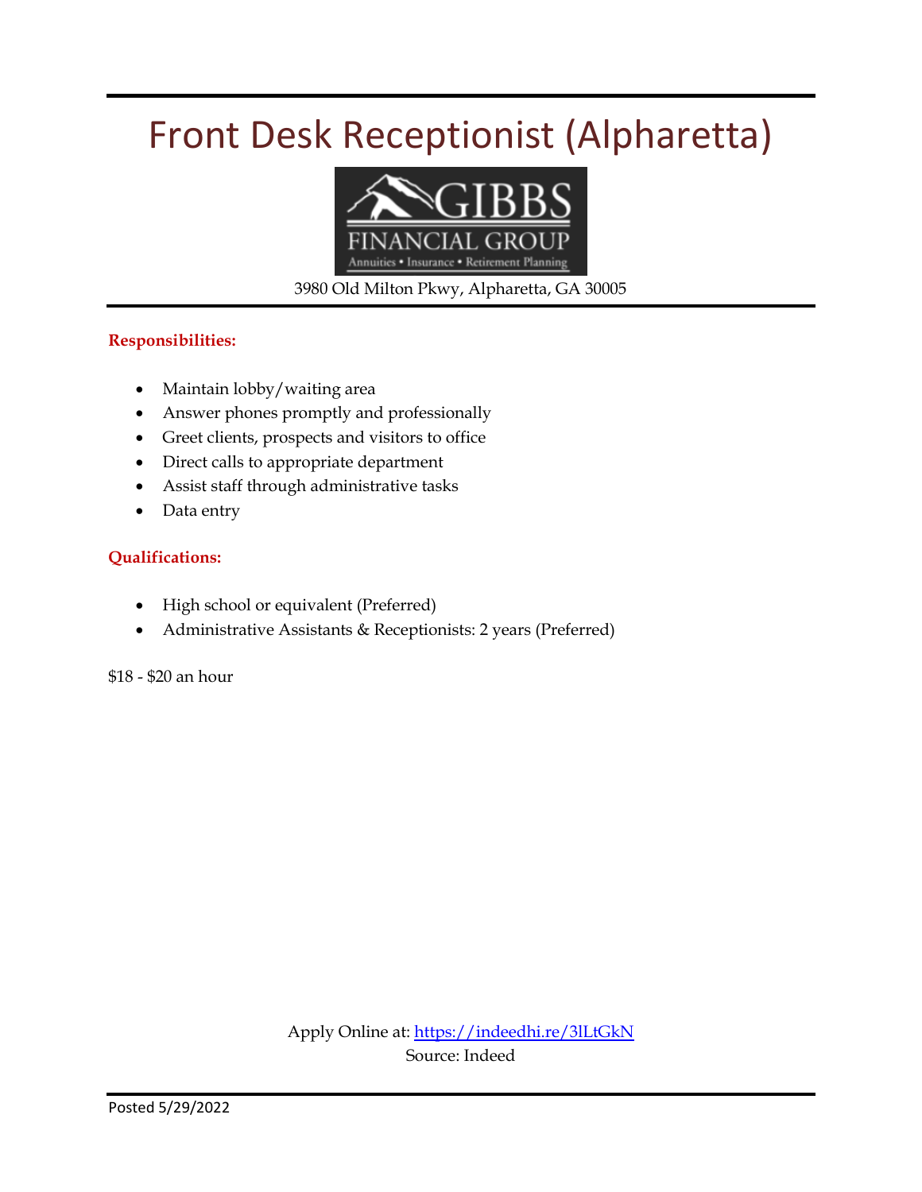# Front Desk Receptionist (Alpharetta)

GIBBS
FINANCIAL GROUP
Annuities • Insurance • Retirement Planning

3980 Old Milton Pkwy, Alpharetta, GA 30005

**Responsibilities:**

- Maintain lobby/waiting area
- Answer phones promptly and professionally
- Greet clients, prospects and visitors to office
- Direct calls to appropriate department
- Assist staff through administrative tasks
- Data entry

**Qualifications:**

- High school or equivalent (Preferred)
- Administrative Assistants & Receptionists: 2 years (Preferred)

$18 - $20 an hour

Apply Online at: https://indeedhi.re/3lLtGkN
Source: Indeed

Posted 5/29/2022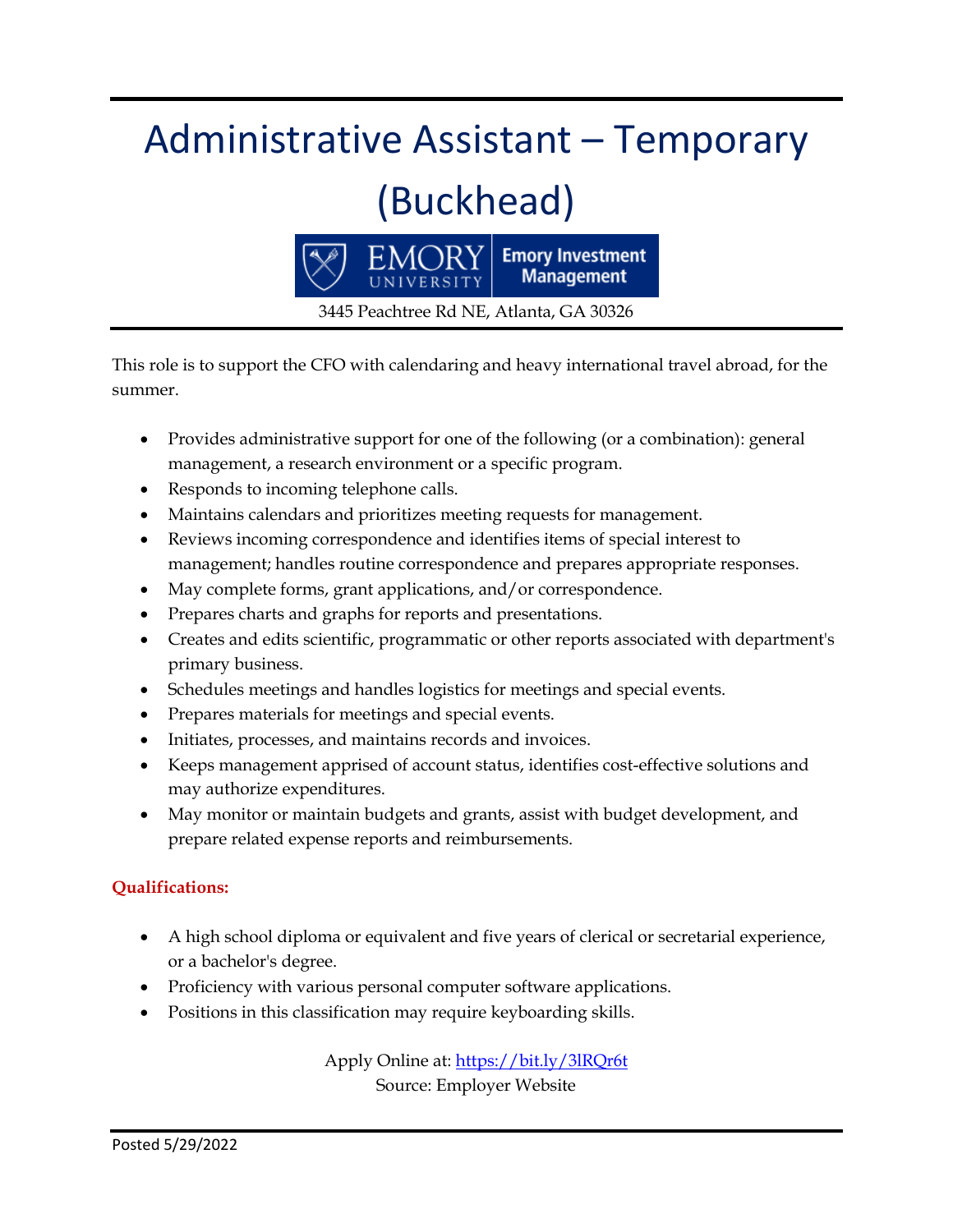# Administrative Assistant – Temporary (Buckhead)

Emory University | Emory Investment Management

3445 Peachtree Rd NE, Atlanta, GA 30326

This role is to support the CFO with calendaring and heavy international travel abroad, for the summer.

- Provides administrative support for one of the following (or a combination): general management, a research environment or a specific program.
- Responds to incoming telephone calls.
- Maintains calendars and prioritizes meeting requests for management.
- Reviews incoming correspondence and identifies items of special interest to management; handles routine correspondence and prepares appropriate responses.
- May complete forms, grant applications, and/or correspondence.
- Prepares charts and graphs for reports and presentations.
- Creates and edits scientific, programmatic or other reports associated with department's primary business.
- Schedules meetings and handles logistics for meetings and special events.
- Prepares materials for meetings and special events.
- Initiates, processes, and maintains records and invoices.
- Keeps management apprised of account status, identifies cost-effective solutions and may authorize expenditures.
- May monitor or maintain budgets and grants, assist with budget development, and prepare related expense reports and reimbursements.

**Qualifications:**

- A high school diploma or equivalent and five years of clerical or secretarial experience, or a bachelor's degree.
- Proficiency with various personal computer software applications.
- Positions in this classification may require keyboarding skills.

Apply Online at: https://bit.ly/3lRQr6t

Source: Employer Website

Posted 5/29/2022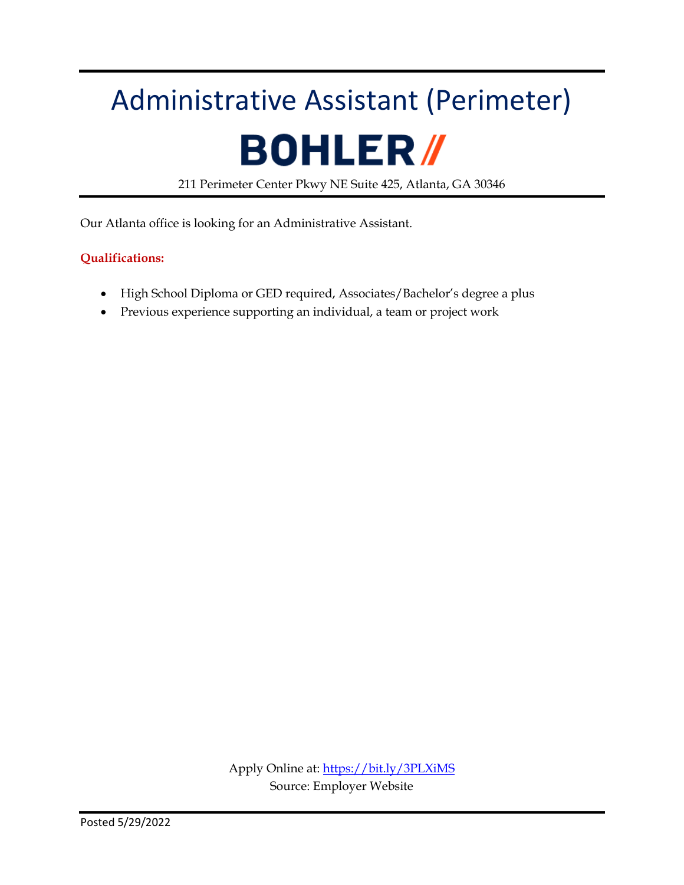# Administrative Assistant (Perimeter)

**BOHLER //**

211 Perimeter Center Pkwy NE Suite 425, Atlanta, GA 30346

Our Atlanta office is looking for an Administrative Assistant.

**Qualifications:**

- High School Diploma or GED required, Associates/Bachelor's degree a plus
- Previous experience supporting an individual, a team or project work

Apply Online at: [https://bit.ly/3PLXiMS](https://bit.ly/3PLXiMS)
Source: Employer Website

Posted 5/29/2022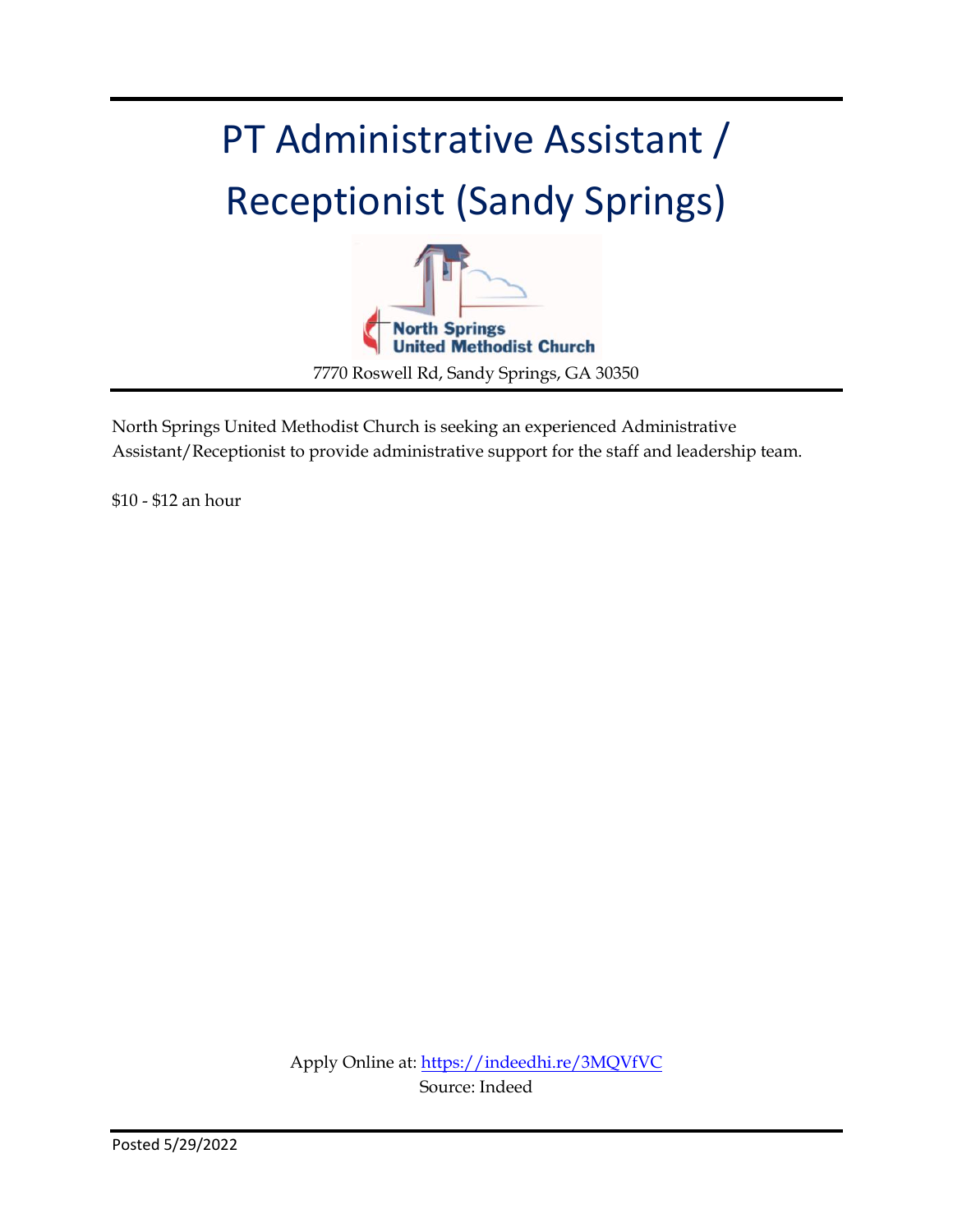# PT Administrative Assistant / Receptionist (Sandy Springs)

North Springs United Methodist Church

7770 Roswell Rd, Sandy Springs, GA 30350

North Springs United Methodist Church is seeking an experienced Administrative Assistant/Receptionist to provide administrative support for the staff and leadership team.

$10 - $12 an hour

Apply Online at: https://indeedhi.re/3MQVfVC

Source: Indeed

Posted 5/29/2022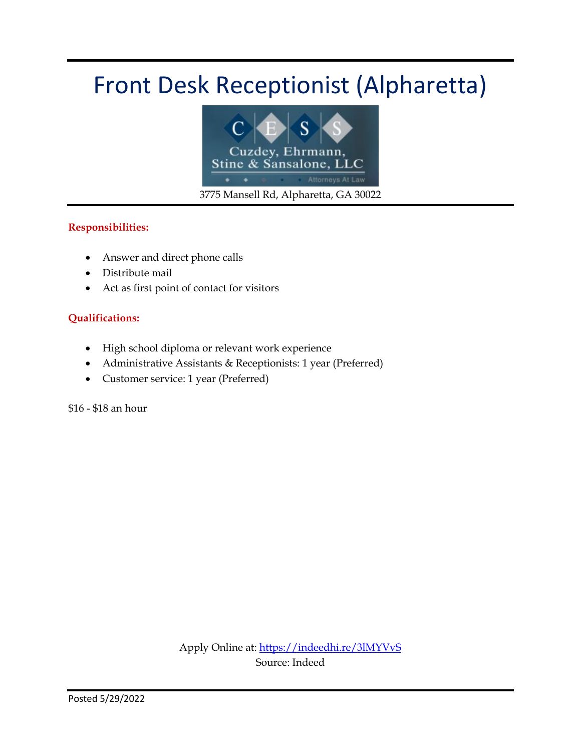# Front Desk Receptionist (Alpharetta)

Cuzdey, Ehrmann, Stine & Sansalone, LLC

Attorneys At Law

3775 Mansell Rd, Alpharetta, GA 30022

**Responsibilities:**

- Answer and direct phone calls
- Distribute mail
- Act as first point of contact for visitors

**Qualifications:**

- High school diploma or relevant work experience
- Administrative Assistants & Receptionists: 1 year (Preferred)
- Customer service: 1 year (Preferred)

$16 - $18 an hour

Apply Online at: https://indeedhi.re/3lMYVvS

Source: Indeed

Posted 5/29/2022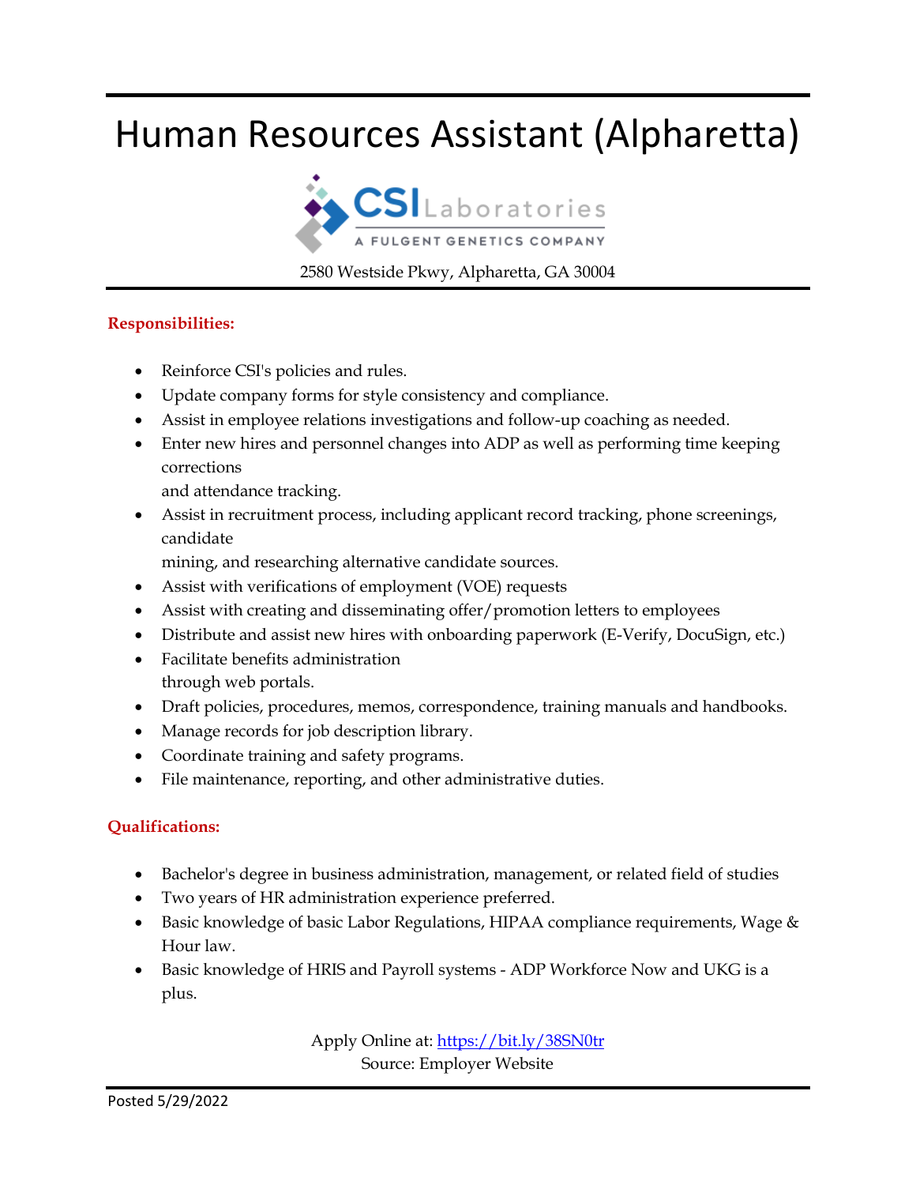# Human Resources Assistant (Alpharetta)

CSI Laboratories
A FULGENT GENETICS COMPANY

2580 Westside Pkwy, Alpharetta, GA 30004

**Responsibilities:**

- Reinforce CSI's policies and rules.
- Update company forms for style consistency and compliance.
- Assist in employee relations investigations and follow-up coaching as needed.
- Enter new hires and personnel changes into ADP as well as performing time keeping corrections and attendance tracking.
- Assist in recruitment process, including applicant record tracking, phone screenings, candidate mining, and researching alternative candidate sources.
- Assist with verifications of employment (VOE) requests
- Assist with creating and disseminating offer/promotion letters to employees
- Distribute and assist new hires with onboarding paperwork (E-Verify, DocuSign, etc.)
- Facilitate benefits administration through web portals.
- Draft policies, procedures, memos, correspondence, training manuals and handbooks.
- Manage records for job description library.
- Coordinate training and safety programs.
- File maintenance, reporting, and other administrative duties.

**Qualifications:**

- Bachelor's degree in business administration, management, or related field of studies
- Two years of HR administration experience preferred.
- Basic knowledge of basic Labor Regulations, HIPAA compliance requirements, Wage & Hour law.
- Basic knowledge of HRIS and Payroll systems - ADP Workforce Now and UKG is a plus.

Apply Online at: https://bit.ly/38SN0tr
Source: Employer Website

Posted 5/29/2022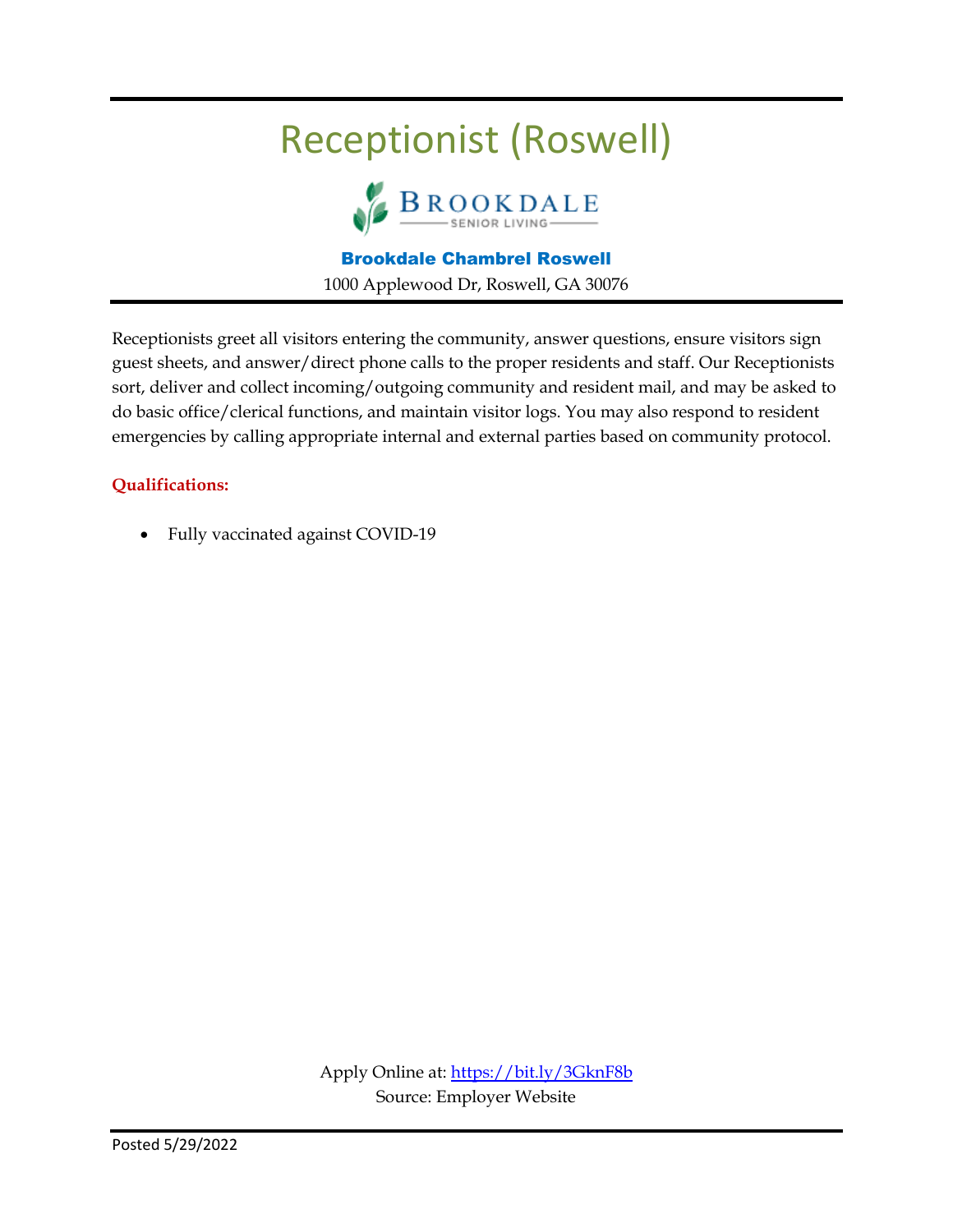# Receptionist (Roswell)

**Brookdale Chambrel Roswell**

1000 Applewood Dr, Roswell, GA 30076

Receptionists greet all visitors entering the community, answer questions, ensure visitors sign guest sheets, and answer/direct phone calls to the proper residents and staff. Our Receptionists sort, deliver and collect incoming/outgoing community and resident mail, and may be asked to do basic office/clerical functions, and maintain visitor logs. You may also respond to resident emergencies by calling appropriate internal and external parties based on community protocol.

**Qualifications:**

- Fully vaccinated against COVID-19

Apply Online at: https://bit.ly/3GknF8b

Source: Employer Website

Posted 5/29/2022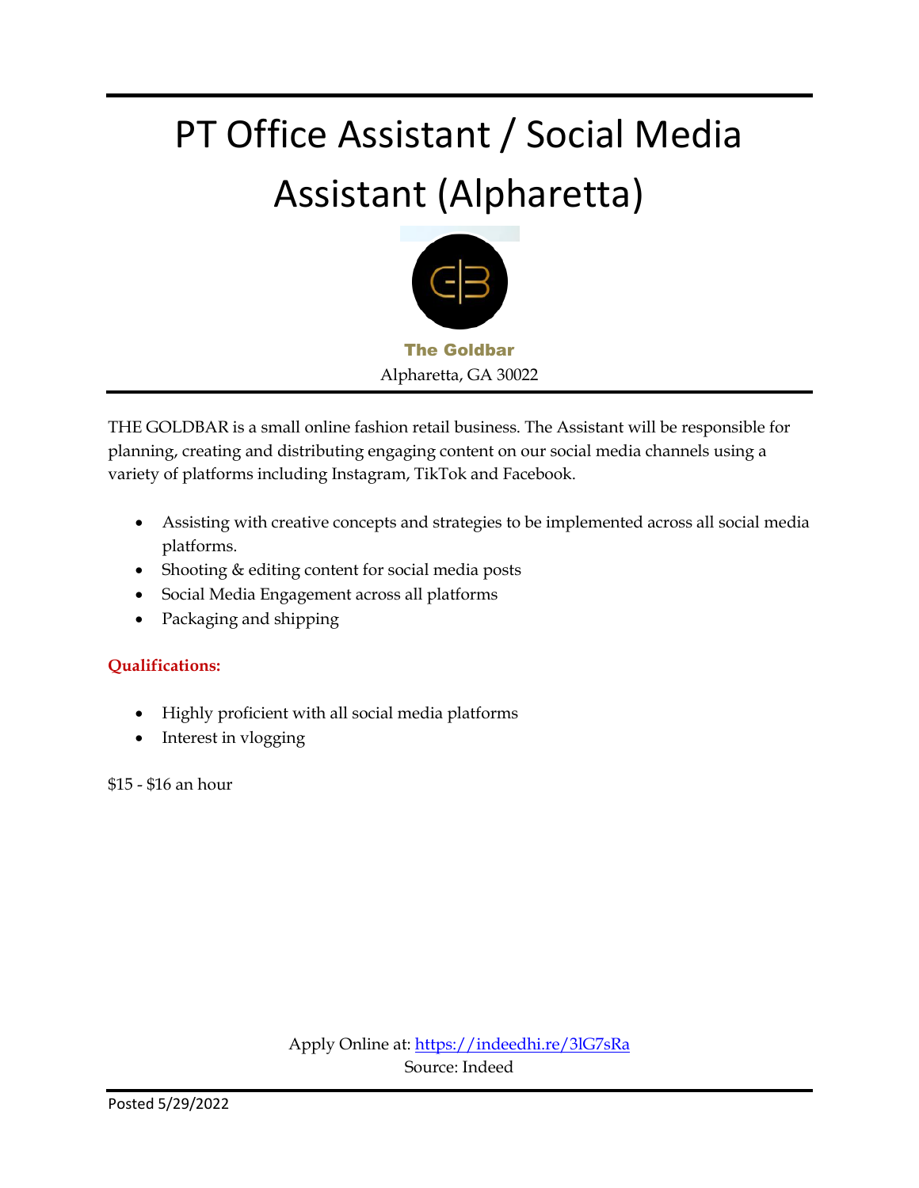# PT Office Assistant / Social Media Assistant (Alpharetta)

**The Goldbar**

Alpharetta, GA 30022

THE GOLDBAR is a small online fashion retail business. The Assistant will be responsible for planning, creating and distributing engaging content on our social media channels using a variety of platforms including Instagram, TikTok and Facebook.

- Assisting with creative concepts and strategies to be implemented across all social media platforms.
- Shooting & editing content for social media posts
- Social Media Engagement across all platforms
- Packaging and shipping

**Qualifications:**

- Highly proficient with all social media platforms
- Interest in vlogging

$15 - $16 an hour

Apply Online at: https://indeedhi.re/3lG7sRa

Source: Indeed

Posted 5/29/2022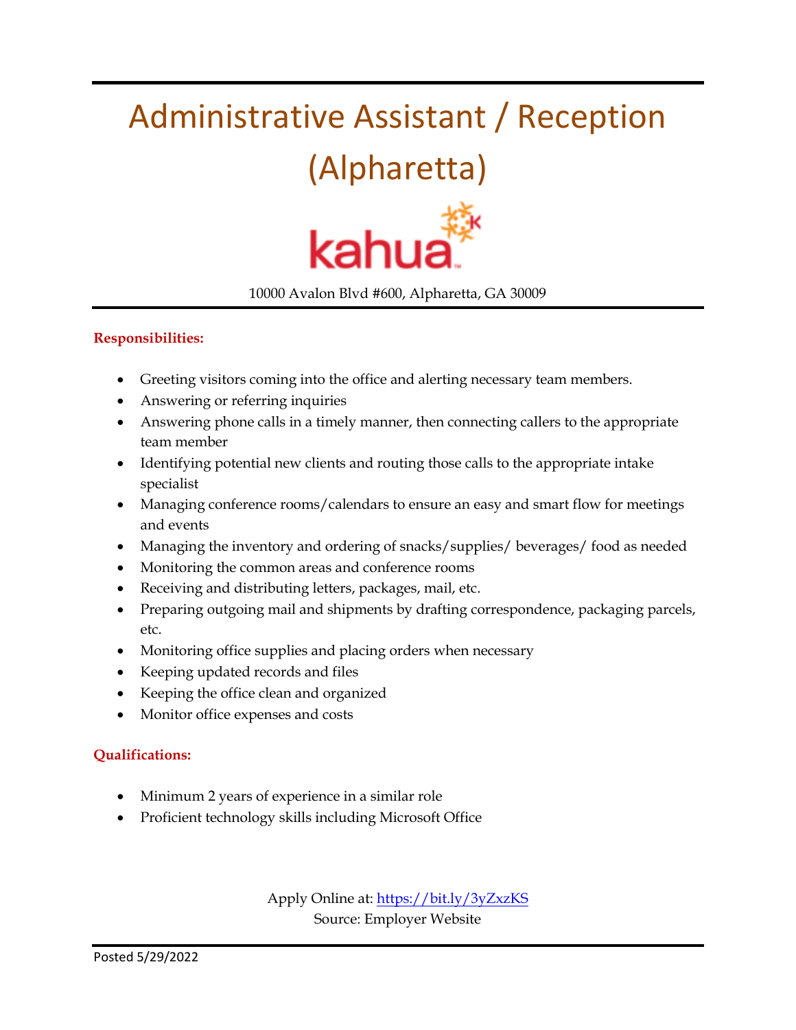# Administrative Assistant / Reception (Alpharetta)

kahua

10000 Avalon Blvd #600, Alpharetta, GA 30009

**Responsibilities:**

- Greeting visitors coming into the office and alerting necessary team members.
- Answering or referring inquiries
- Answering phone calls in a timely manner, then connecting callers to the appropriate team member
- Identifying potential new clients and routing those calls to the appropriate intake specialist
- Managing conference rooms/calendars to ensure an easy and smart flow for meetings and events
- Managing the inventory and ordering of snacks/supplies/ beverages/ food as needed
- Monitoring the common areas and conference rooms
- Receiving and distributing letters, packages, mail, etc.
- Preparing outgoing mail and shipments by drafting correspondence, packaging parcels, etc.
- Monitoring office supplies and placing orders when necessary
- Keeping updated records and files
- Keeping the office clean and organized
- Monitor office expenses and costs

**Qualifications:**

- Minimum 2 years of experience in a similar role
- Proficient technology skills including Microsoft Office

Apply Online at: https://bit.ly/3yZxzKS
Source: Employer Website

Posted 5/29/2022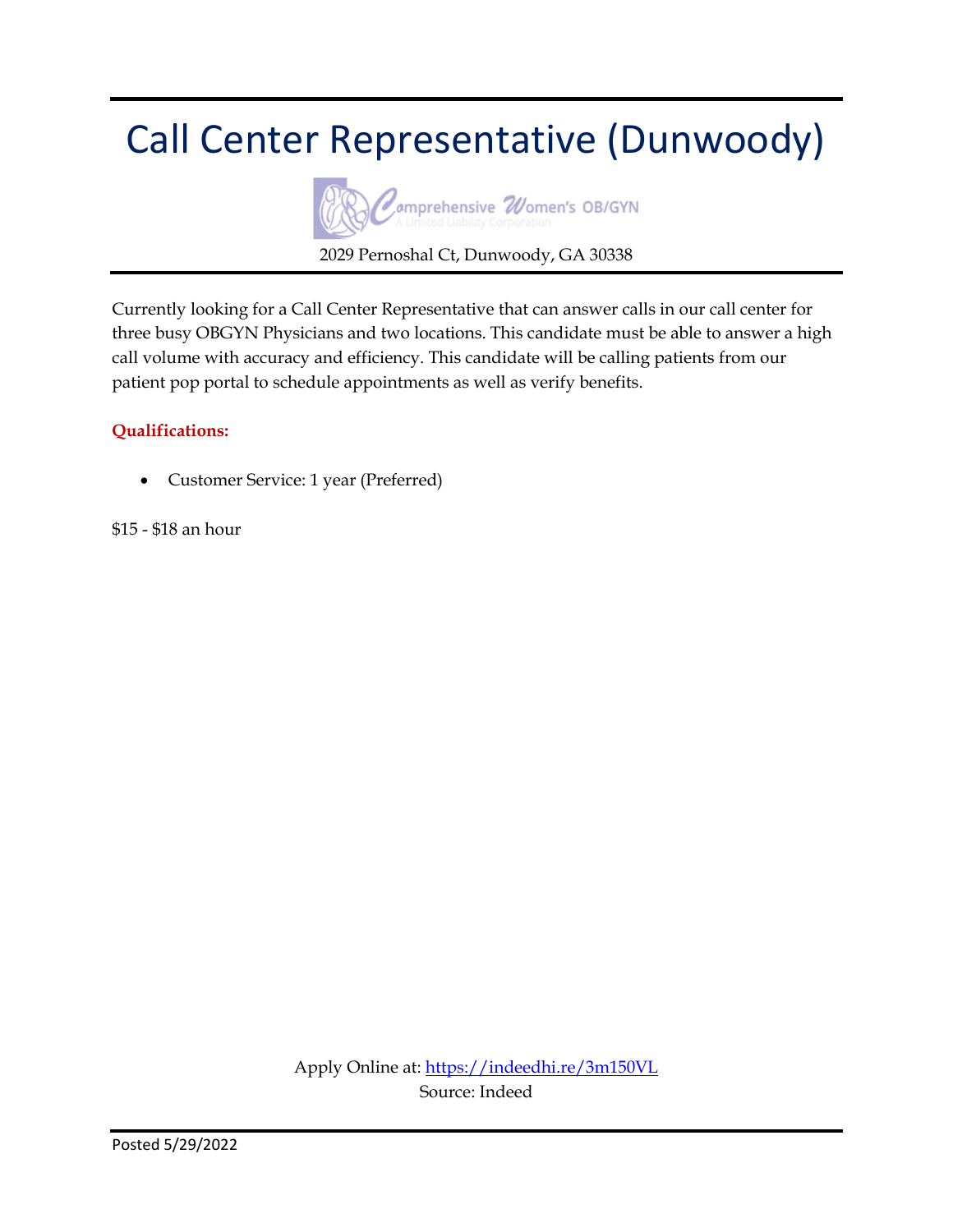# Call Center Representative (Dunwoody)

Comprehensive Women's OB/GYN
A Limited Liability Corporation

2029 Pernoshal Ct, Dunwoody, GA 30338

Currently looking for a Call Center Representative that can answer calls in our call center for three busy OBGYN Physicians and two locations. This candidate must be able to answer a high call volume with accuracy and efficiency. This candidate will be calling patients from our patient pop portal to schedule appointments as well as verify benefits.

**Qualifications:**

- Customer Service: 1 year (Preferred)

$15 - $18 an hour

Apply Online at: https://indeedhi.re/3m150VL
Source: Indeed

Posted 5/29/2022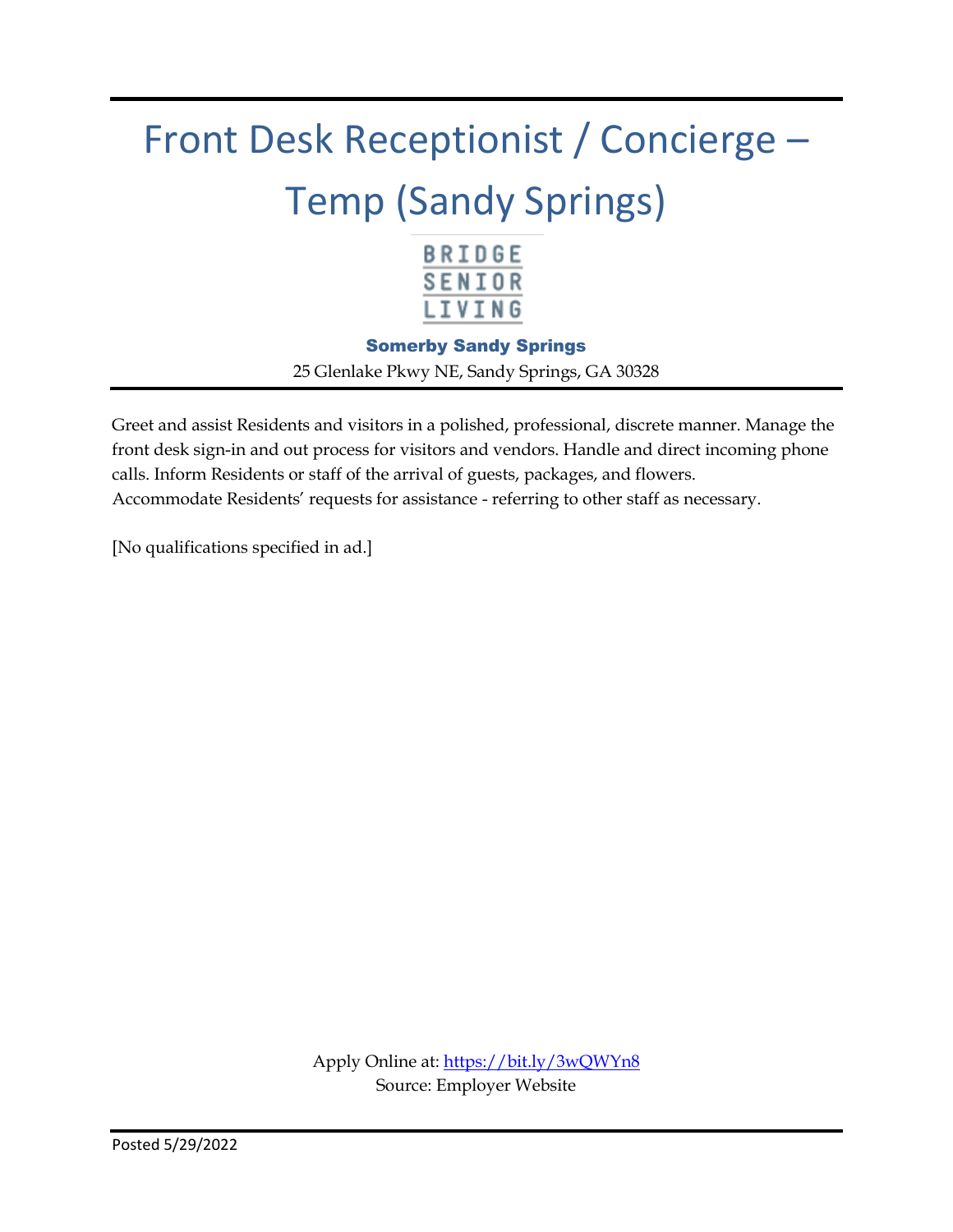# Front Desk Receptionist / Concierge – Temp (Sandy Springs)

BRIDGE SENIOR LIVING

**Somerby Sandy Springs**

25 Glenlake Pkwy NE, Sandy Springs, GA 30328

Greet and assist Residents and visitors in a polished, professional, discrete manner. Manage the front desk sign-in and out process for visitors and vendors. Handle and direct incoming phone calls. Inform Residents or staff of the arrival of guests, packages, and flowers. Accommodate Residents' requests for assistance - referring to other staff as necessary.

[No qualifications specified in ad.]

Apply Online at: https://bit.ly/3wQWYn8

Source: Employer Website

Posted 5/29/2022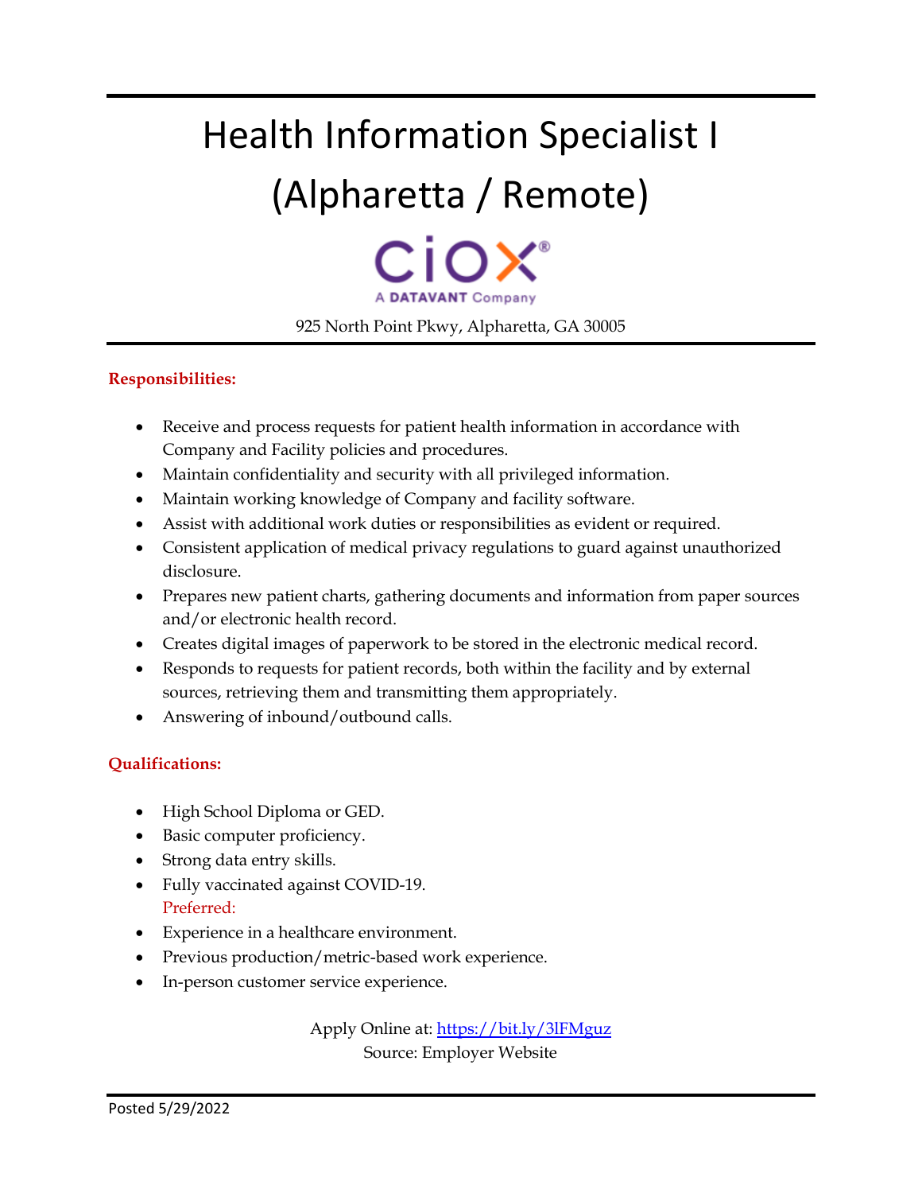# Health Information Specialist I (Alpharetta / Remote)

CiOX®
A DATAVANT Company

925 North Point Pkwy, Alpharetta, GA 30005

**Responsibilities:**

- Receive and process requests for patient health information in accordance with Company and Facility policies and procedures.
- Maintain confidentiality and security with all privileged information.
- Maintain working knowledge of Company and facility software.
- Assist with additional work duties or responsibilities as evident or required.
- Consistent application of medical privacy regulations to guard against unauthorized disclosure.
- Prepares new patient charts, gathering documents and information from paper sources and/or electronic health record.
- Creates digital images of paperwork to be stored in the electronic medical record.
- Responds to requests for patient records, both within the facility and by external sources, retrieving them and transmitting them appropriately.
- Answering of inbound/outbound calls.

**Qualifications:**

- High School Diploma or GED.
- Basic computer proficiency.
- Strong data entry skills.
- Fully vaccinated against COVID-19.

Preferred:

- Experience in a healthcare environment.
- Previous production/metric-based work experience.
- In-person customer service experience.

Apply Online at: https://bit.ly/3lFMguz
Source: Employer Website

Posted 5/29/2022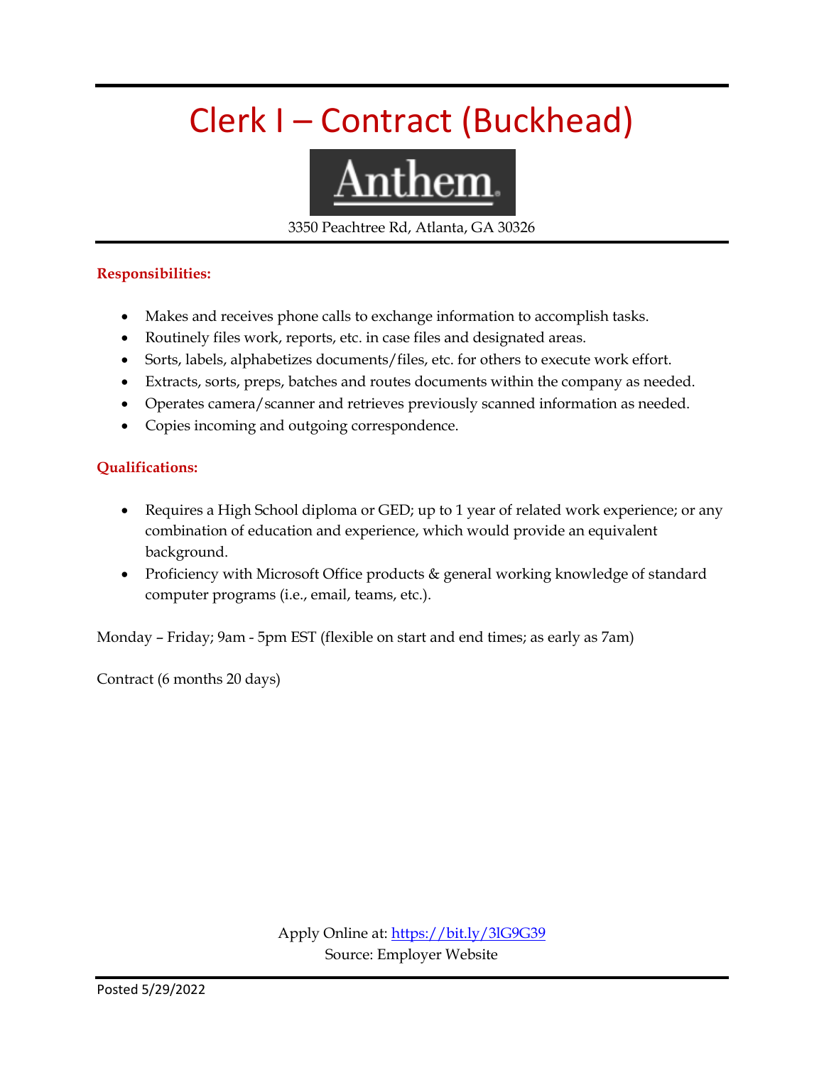# Clerk I – Contract (Buckhead)

Anthem.

3350 Peachtree Rd, Atlanta, GA 30326

**Responsibilities:**

- Makes and receives phone calls to exchange information to accomplish tasks.
- Routinely files work, reports, etc. in case files and designated areas.
- Sorts, labels, alphabetizes documents/files, etc. for others to execute work effort.
- Extracts, sorts, preps, batches and routes documents within the company as needed.
- Operates camera/scanner and retrieves previously scanned information as needed.
- Copies incoming and outgoing correspondence.

**Qualifications:**

- Requires a High School diploma or GED; up to 1 year of related work experience; or any combination of education and experience, which would provide an equivalent background.
- Proficiency with Microsoft Office products & general working knowledge of standard computer programs (i.e., email, teams, etc.).

Monday – Friday; 9am - 5pm EST (flexible on start and end times; as early as 7am)

Contract (6 months 20 days)

Apply Online at: https://bit.ly/3lG9G39
Source: Employer Website

Posted 5/29/2022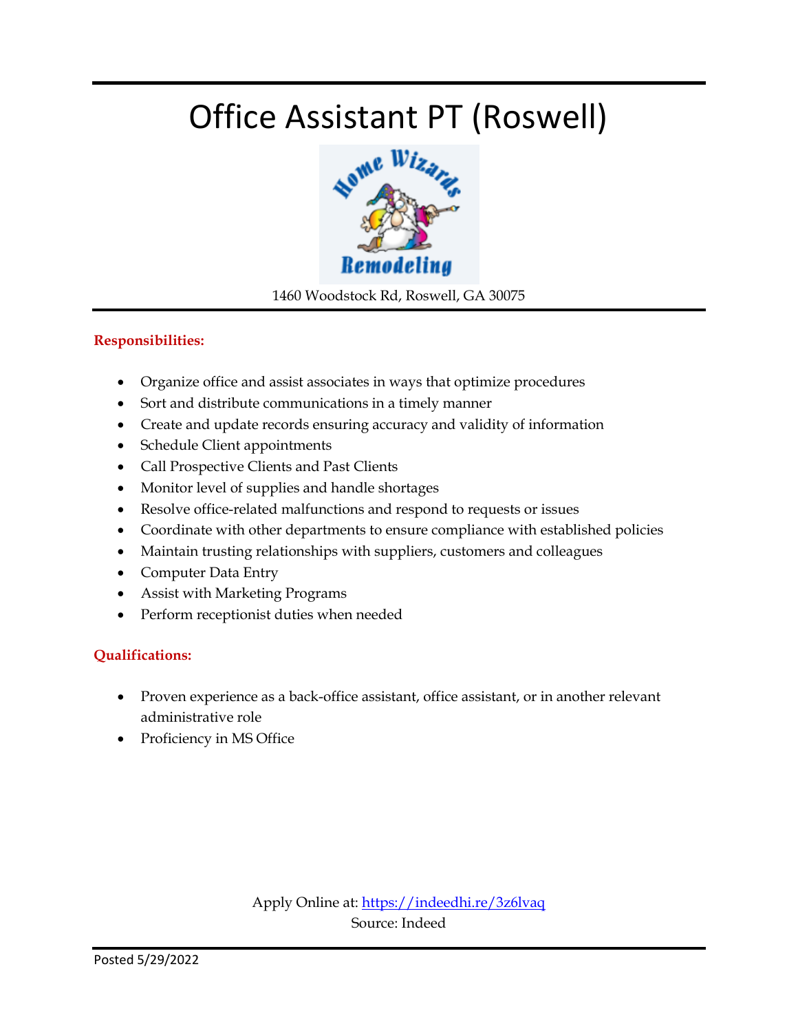# Office Assistant PT (Roswell)

1460 Woodstock Rd, Roswell, GA 30075

**Responsibilities:**

- Organize office and assist associates in ways that optimize procedures
- Sort and distribute communications in a timely manner
- Create and update records ensuring accuracy and validity of information
- Schedule Client appointments
- Call Prospective Clients and Past Clients
- Monitor level of supplies and handle shortages
- Resolve office-related malfunctions and respond to requests or issues
- Coordinate with other departments to ensure compliance with established policies
- Maintain trusting relationships with suppliers, customers and colleagues
- Computer Data Entry
- Assist with Marketing Programs
- Perform receptionist duties when needed

**Qualifications:**

- Proven experience as a back-office assistant, office assistant, or in another relevant administrative role
- Proficiency in MS Office

Apply Online at: https://indeedhi.re/3z6lvaq
Source: Indeed

Posted 5/29/2022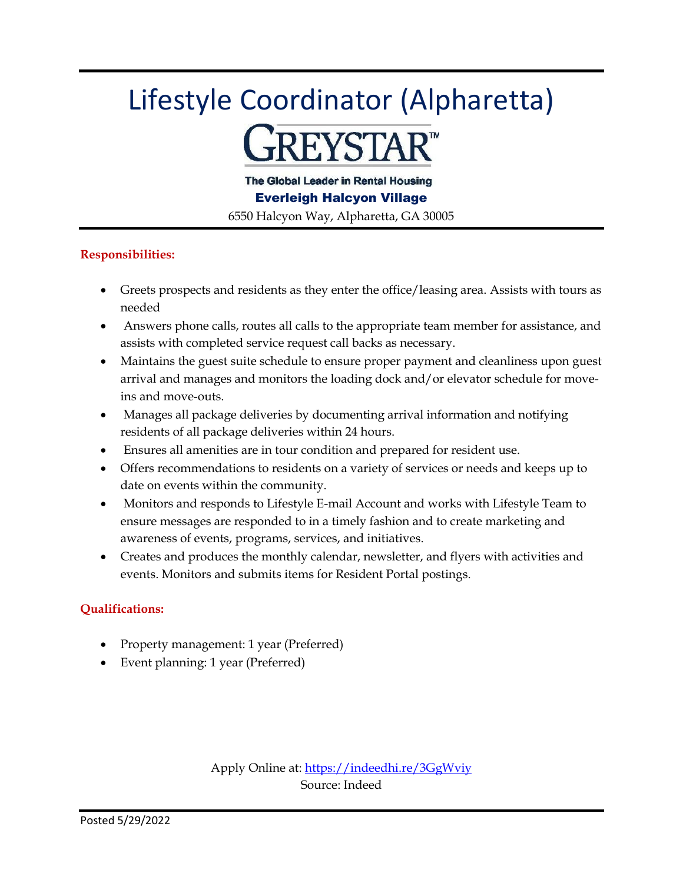# Lifestyle Coordinator (Alpharetta)

**GREYSTAR™**

**The Global Leader in Rental Housing**

**Everleigh Halcyon Village**

6550 Halcyon Way, Alpharetta, GA 30005

**Responsibilities:**

- Greets prospects and residents as they enter the office/leasing area. Assists with tours as needed
- Answers phone calls, routes all calls to the appropriate team member for assistance, and assists with completed service request call backs as necessary.
- Maintains the guest suite schedule to ensure proper payment and cleanliness upon guest arrival and manages and monitors the loading dock and/or elevator schedule for move-ins and move-outs.
- Manages all package deliveries by documenting arrival information and notifying residents of all package deliveries within 24 hours.
- Ensures all amenities are in tour condition and prepared for resident use.
- Offers recommendations to residents on a variety of services or needs and keeps up to date on events within the community.
- Monitors and responds to Lifestyle E-mail Account and works with Lifestyle Team to ensure messages are responded to in a timely fashion and to create marketing and awareness of events, programs, services, and initiatives.
- Creates and produces the monthly calendar, newsletter, and flyers with activities and events. Monitors and submits items for Resident Portal postings.

**Qualifications:**

- Property management: 1 year (Preferred)
- Event planning: 1 year (Preferred)

Apply Online at: https://indeedhi.re/3GgWviy
Source: Indeed

Posted 5/29/2022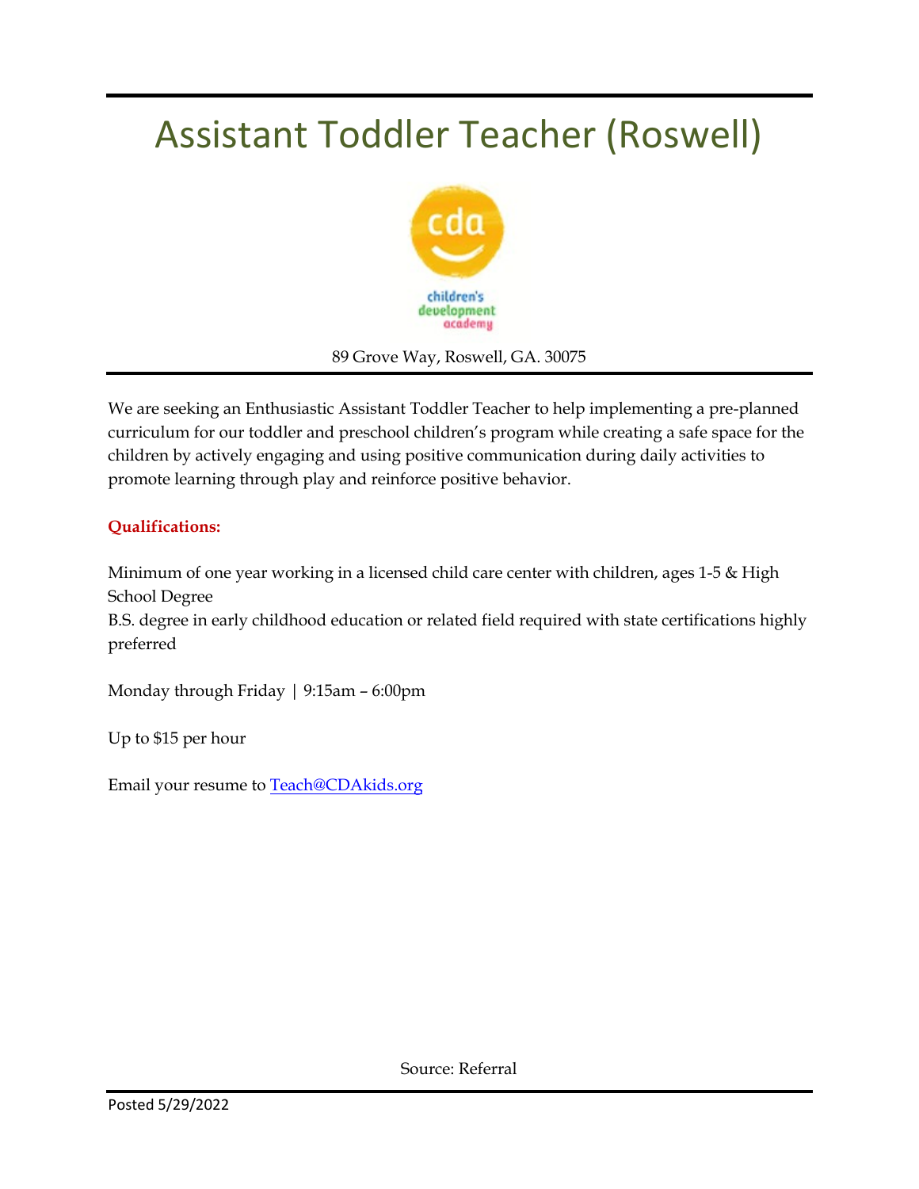# Assistant Toddler Teacher (Roswell)

children's development academy

89 Grove Way, Roswell, GA. 30075

We are seeking an Enthusiastic Assistant Toddler Teacher to help implementing a pre-planned curriculum for our toddler and preschool children's program while creating a safe space for the children by actively engaging and using positive communication during daily activities to promote learning through play and reinforce positive behavior.

**Qualifications:**

Minimum of one year working in a licensed child care center with children, ages 1-5 & High School Degree
B.S. degree in early childhood education or related field required with state certifications highly preferred

Monday through Friday | 9:15am – 6:00pm

Up to $15 per hour

Email your resume to Teach@CDAkids.org

Source: Referral

Posted 5/29/2022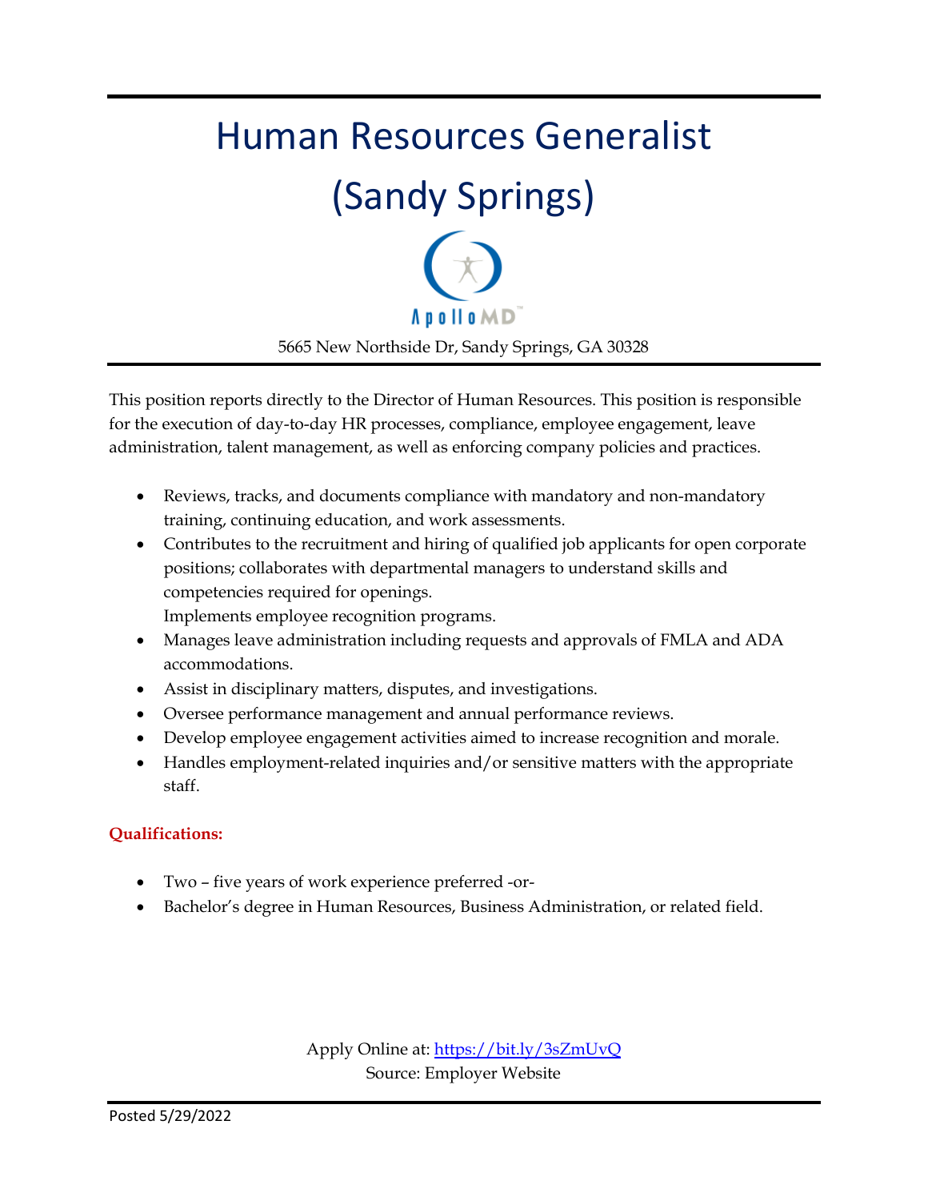# Human Resources Generalist (Sandy Springs)

ApolloMD

5665 New Northside Dr, Sandy Springs, GA 30328

This position reports directly to the Director of Human Resources. This position is responsible for the execution of day-to-day HR processes, compliance, employee engagement, leave administration, talent management, as well as enforcing company policies and practices.

- Reviews, tracks, and documents compliance with mandatory and non-mandatory training, continuing education, and work assessments.
- Contributes to the recruitment and hiring of qualified job applicants for open corporate positions; collaborates with departmental managers to understand skills and competencies required for openings.
  Implements employee recognition programs.
- Manages leave administration including requests and approvals of FMLA and ADA accommodations.
- Assist in disciplinary matters, disputes, and investigations.
- Oversee performance management and annual performance reviews.
- Develop employee engagement activities aimed to increase recognition and morale.
- Handles employment-related inquiries and/or sensitive matters with the appropriate staff.

**Qualifications:**

- Two – five years of work experience preferred -or-
- Bachelor's degree in Human Resources, Business Administration, or related field.

Apply Online at: https://bit.ly/3sZmUvQ
Source: Employer Website

Posted 5/29/2022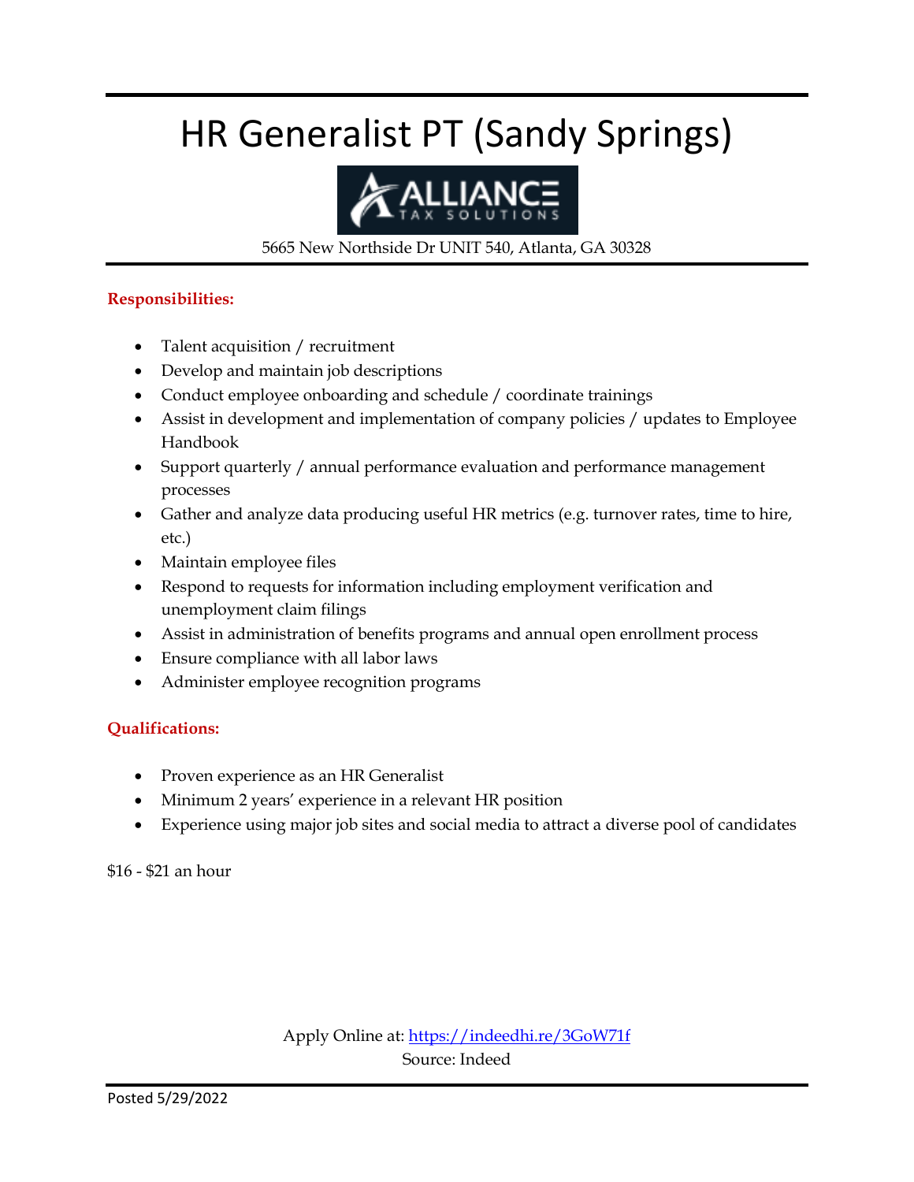# HR Generalist PT (Sandy Springs)

ALLIANCE TAX SOLUTIONS

5665 New Northside Dr UNIT 540, Atlanta, GA 30328

**Responsibilities:**

- Talent acquisition / recruitment
- Develop and maintain job descriptions
- Conduct employee onboarding and schedule / coordinate trainings
- Assist in development and implementation of company policies / updates to Employee Handbook
- Support quarterly / annual performance evaluation and performance management processes
- Gather and analyze data producing useful HR metrics (e.g. turnover rates, time to hire, etc.)
- Maintain employee files
- Respond to requests for information including employment verification and unemployment claim filings
- Assist in administration of benefits programs and annual open enrollment process
- Ensure compliance with all labor laws
- Administer employee recognition programs

**Qualifications:**

- Proven experience as an HR Generalist
- Minimum 2 years' experience in a relevant HR position
- Experience using major job sites and social media to attract a diverse pool of candidates

$16 - $21 an hour

Apply Online at: https://indeedhi.re/3GoW71f
Source: Indeed

Posted 5/29/2022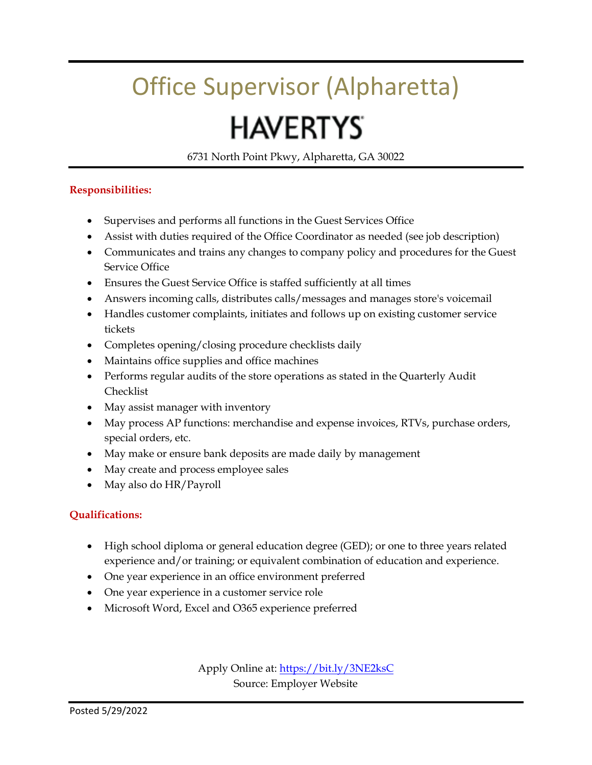# Office Supervisor (Alpharetta)

## HAVERTYS

6731 North Point Pkwy, Alpharetta, GA 30022

**Responsibilities:**

- Supervises and performs all functions in the Guest Services Office
- Assist with duties required of the Office Coordinator as needed (see job description)
- Communicates and trains any changes to company policy and procedures for the Guest Service Office
- Ensures the Guest Service Office is staffed sufficiently at all times
- Answers incoming calls, distributes calls/messages and manages store's voicemail
- Handles customer complaints, initiates and follows up on existing customer service tickets
- Completes opening/closing procedure checklists daily
- Maintains office supplies and office machines
- Performs regular audits of the store operations as stated in the Quarterly Audit Checklist
- May assist manager with inventory
- May process AP functions: merchandise and expense invoices, RTVs, purchase orders, special orders, etc.
- May make or ensure bank deposits are made daily by management
- May create and process employee sales
- May also do HR/Payroll

**Qualifications:**

- High school diploma or general education degree (GED); or one to three years related experience and/or training; or equivalent combination of education and experience.
- One year experience in an office environment preferred
- One year experience in a customer service role
- Microsoft Word, Excel and O365 experience preferred

Apply Online at: https://bit.ly/3NE2ksC
Source: Employer Website

Posted 5/29/2022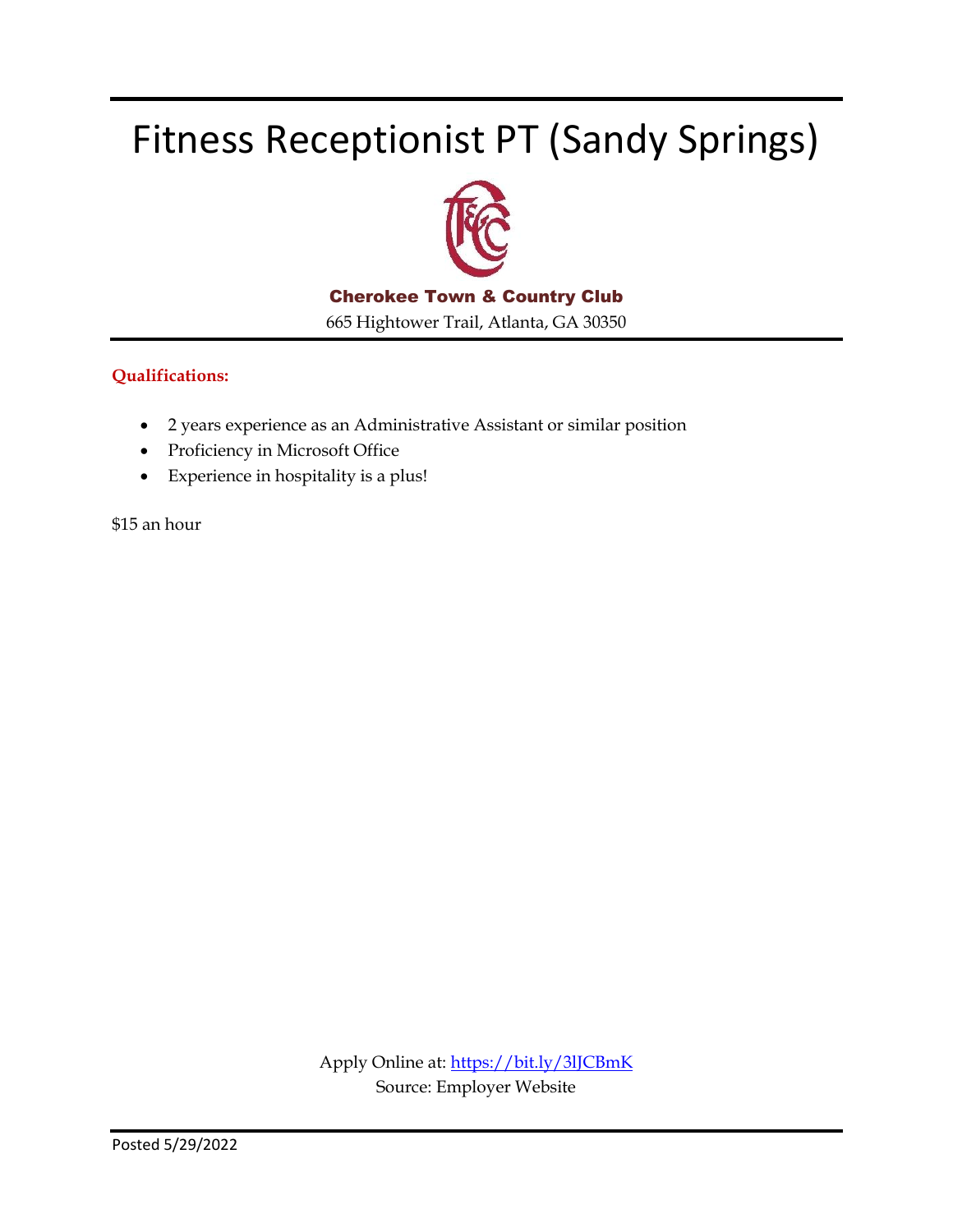# Fitness Receptionist PT (Sandy Springs)

**Cherokee Town & Country Club**

665 Hightower Trail, Atlanta, GA 30350

**Qualifications:**

- 2 years experience as an Administrative Assistant or similar position
- Proficiency in Microsoft Office
- Experience in hospitality is a plus!

$15 an hour

Apply Online at: https://bit.ly/3lJCBmK

Source: Employer Website

Posted 5/29/2022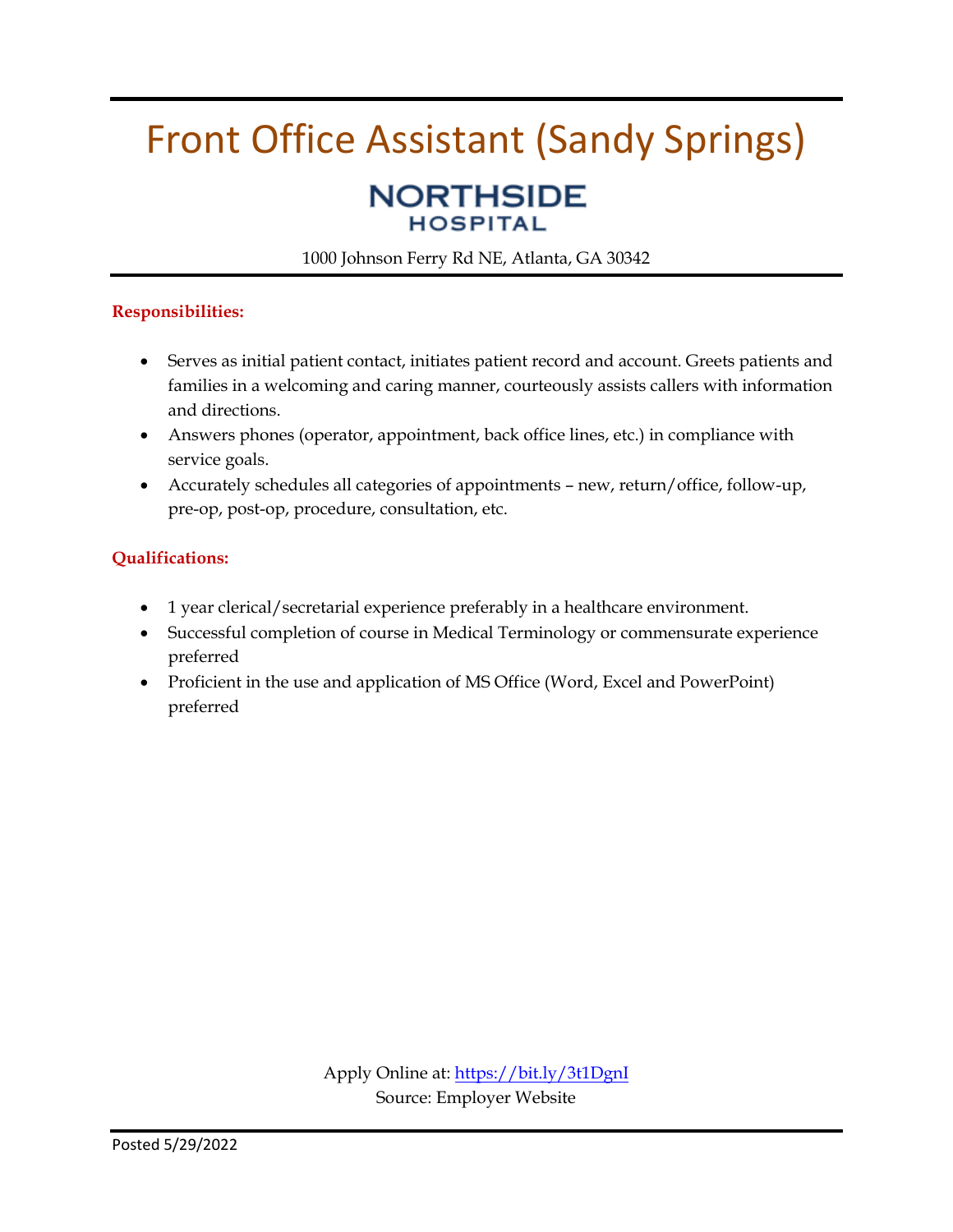# Front Office Assistant (Sandy Springs)

**NORTHSIDE HOSPITAL**

1000 Johnson Ferry Rd NE, Atlanta, GA 30342

**Responsibilities:**

- Serves as initial patient contact, initiates patient record and account. Greets patients and families in a welcoming and caring manner, courteously assists callers with information and directions.
- Answers phones (operator, appointment, back office lines, etc.) in compliance with service goals.
- Accurately schedules all categories of appointments – new, return/office, follow-up, pre-op, post-op, procedure, consultation, etc.

**Qualifications:**

- 1 year clerical/secretarial experience preferably in a healthcare environment.
- Successful completion of course in Medical Terminology or commensurate experience preferred
- Proficient in the use and application of MS Office (Word, Excel and PowerPoint) preferred

Apply Online at: https://bit.ly/3t1DgnI
Source: Employer Website

Posted 5/29/2022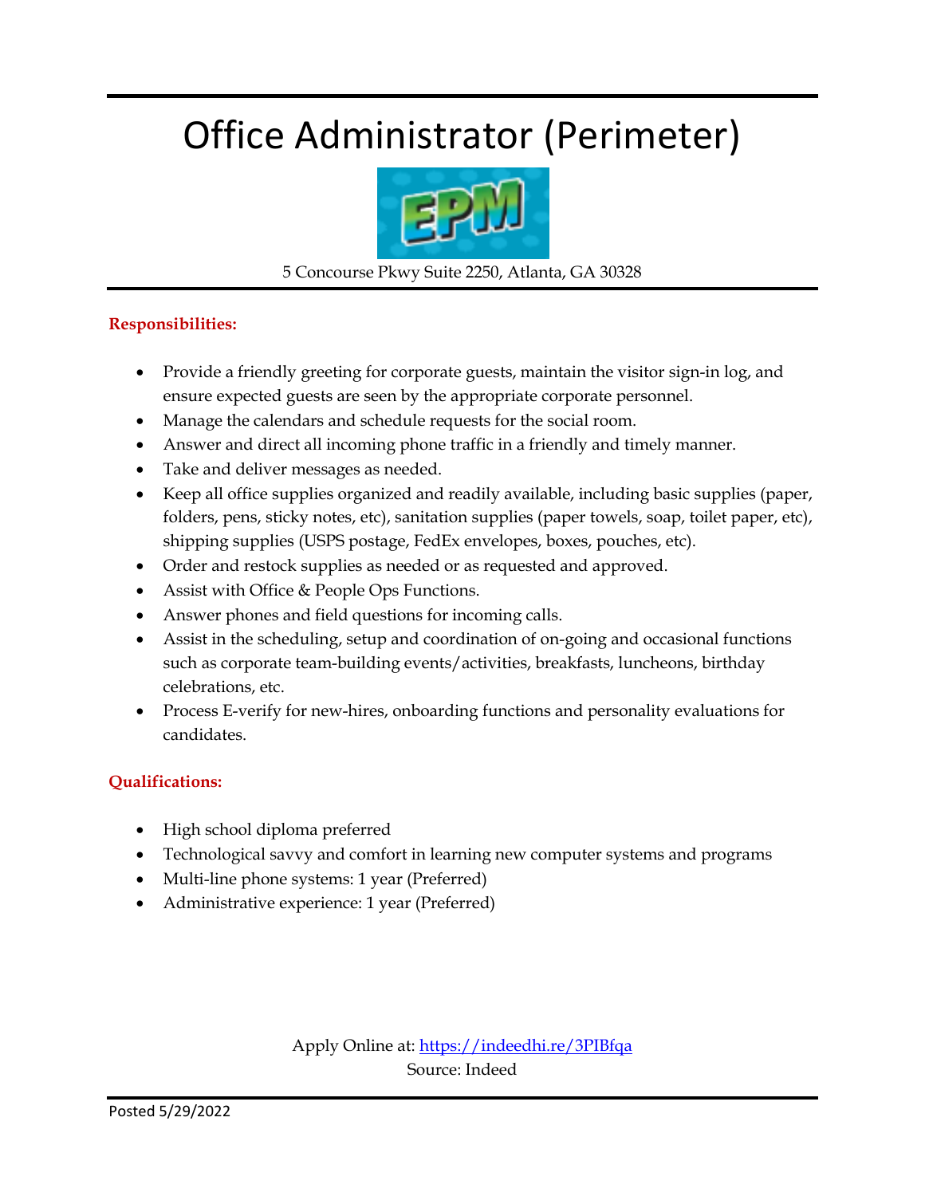# Office Administrator (Perimeter)

5 Concourse Pkwy Suite 2250, Atlanta, GA 30328

**Responsibilities:**

- Provide a friendly greeting for corporate guests, maintain the visitor sign-in log, and ensure expected guests are seen by the appropriate corporate personnel.
- Manage the calendars and schedule requests for the social room.
- Answer and direct all incoming phone traffic in a friendly and timely manner.
- Take and deliver messages as needed.
- Keep all office supplies organized and readily available, including basic supplies (paper, folders, pens, sticky notes, etc), sanitation supplies (paper towels, soap, toilet paper, etc), shipping supplies (USPS postage, FedEx envelopes, boxes, pouches, etc).
- Order and restock supplies as needed or as requested and approved.
- Assist with Office & People Ops Functions.
- Answer phones and field questions for incoming calls.
- Assist in the scheduling, setup and coordination of on-going and occasional functions such as corporate team-building events/activities, breakfasts, luncheons, birthday celebrations, etc.
- Process E-verify for new-hires, onboarding functions and personality evaluations for candidates.

**Qualifications:**

- High school diploma preferred
- Technological savvy and comfort in learning new computer systems and programs
- Multi-line phone systems: 1 year (Preferred)
- Administrative experience: 1 year (Preferred)

Apply Online at: https://indeedhi.re/3PIBfqa
Source: Indeed

Posted 5/29/2022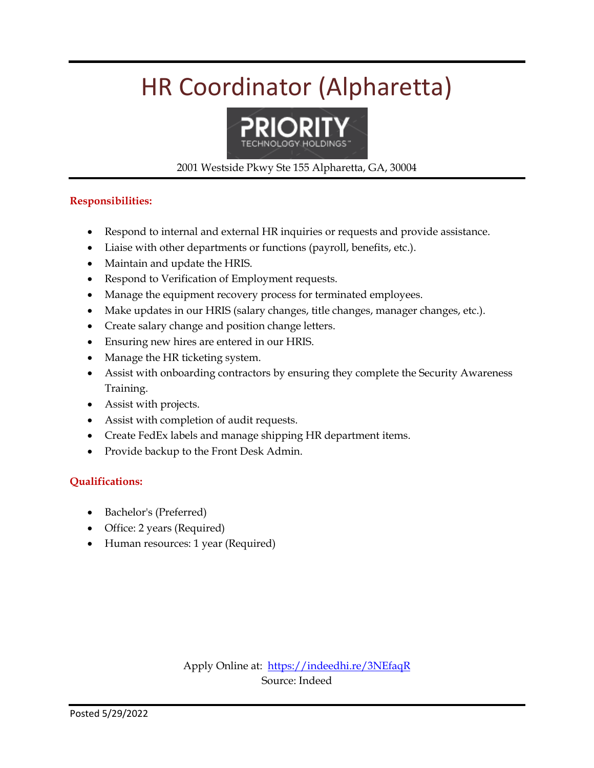# HR Coordinator (Alpharetta)

PRIORITY TECHNOLOGY HOLDINGS™

2001 Westside Pkwy Ste 155 Alpharetta, GA, 30004

**Responsibilities:**

- Respond to internal and external HR inquiries or requests and provide assistance.
- Liaise with other departments or functions (payroll, benefits, etc.).
- Maintain and update the HRIS.
- Respond to Verification of Employment requests.
- Manage the equipment recovery process for terminated employees.
- Make updates in our HRIS (salary changes, title changes, manager changes, etc.).
- Create salary change and position change letters.
- Ensuring new hires are entered in our HRIS.
- Manage the HR ticketing system.
- Assist with onboarding contractors by ensuring they complete the Security Awareness Training.
- Assist with projects.
- Assist with completion of audit requests.
- Create FedEx labels and manage shipping HR department items.
- Provide backup to the Front Desk Admin.

**Qualifications:**

- Bachelor's (Preferred)
- Office: 2 years (Required)
- Human resources: 1 year (Required)

Apply Online at: https://indeedhi.re/3NEfaqR

Source: Indeed

Posted 5/29/2022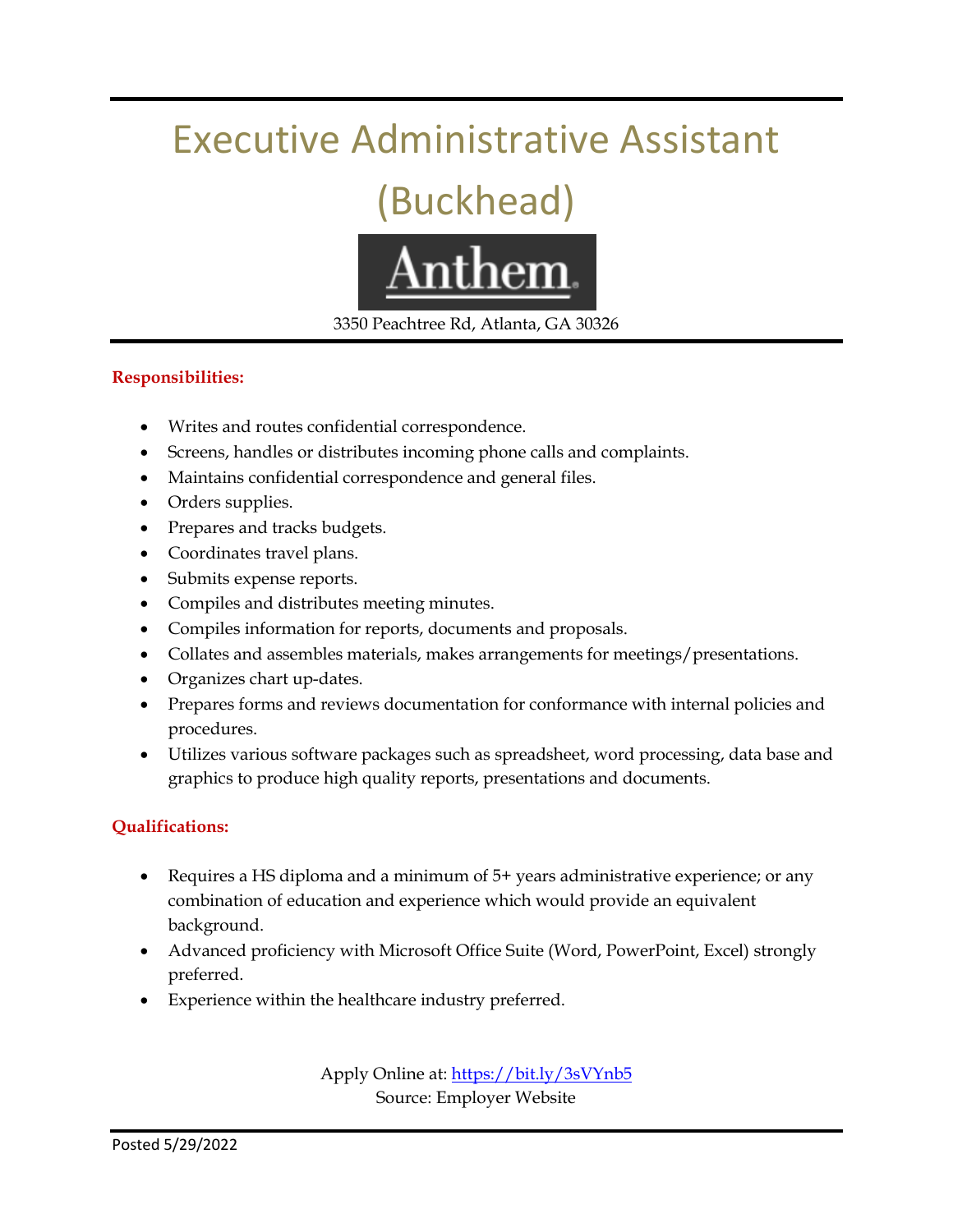# Executive Administrative Assistant (Buckhead)

Anthem

3350 Peachtree Rd, Atlanta, GA 30326

**Responsibilities:**

- Writes and routes confidential correspondence.
- Screens, handles or distributes incoming phone calls and complaints.
- Maintains confidential correspondence and general files.
- Orders supplies.
- Prepares and tracks budgets.
- Coordinates travel plans.
- Submits expense reports.
- Compiles and distributes meeting minutes.
- Compiles information for reports, documents and proposals.
- Collates and assembles materials, makes arrangements for meetings/presentations.
- Organizes chart up-dates.
- Prepares forms and reviews documentation for conformance with internal policies and procedures.
- Utilizes various software packages such as spreadsheet, word processing, data base and graphics to produce high quality reports, presentations and documents.

**Qualifications:**

- Requires a HS diploma and a minimum of 5+ years administrative experience; or any combination of education and experience which would provide an equivalent background.
- Advanced proficiency with Microsoft Office Suite (Word, PowerPoint, Excel) strongly preferred.
- Experience within the healthcare industry preferred.

Apply Online at: https://bit.ly/3sVYnb5
Source: Employer Website

Posted 5/29/2022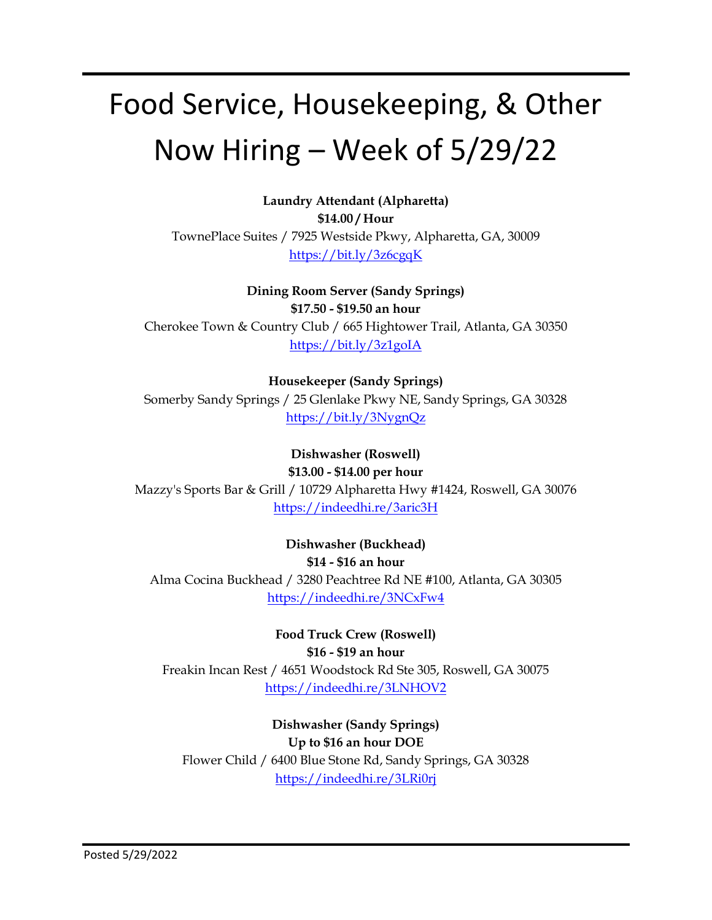# Food Service, Housekeeping, & Other Now Hiring – Week of 5/29/22

**Laundry Attendant (Alpharetta)**
**$14.00 / Hour**
TownePlace Suites / 7925 Westside Pkwy, Alpharetta, GA, 30009
https://bit.ly/3z6cgqK

**Dining Room Server (Sandy Springs)**
**$17.50 - $19.50 an hour**
Cherokee Town & Country Club / 665 Hightower Trail, Atlanta, GA 30350
https://bit.ly/3z1goIA

**Housekeeper (Sandy Springs)**
Somerby Sandy Springs / 25 Glenlake Pkwy NE, Sandy Springs, GA 30328
https://bit.ly/3NygnQz

**Dishwasher (Roswell)**
**$13.00 - $14.00 per hour**
Mazzy's Sports Bar & Grill / 10729 Alpharetta Hwy #1424, Roswell, GA 30076
https://indeedhi.re/3aric3H

**Dishwasher (Buckhead)**
**$14 - $16 an hour**
Alma Cocina Buckhead / 3280 Peachtree Rd NE #100, Atlanta, GA 30305
https://indeedhi.re/3NCxFw4

**Food Truck Crew (Roswell)**
**$16 - $19 an hour**
Freakin Incan Rest / 4651 Woodstock Rd Ste 305, Roswell, GA 30075
https://indeedhi.re/3LNHOV2

**Dishwasher (Sandy Springs)**
**Up to $16 an hour DOE**
Flower Child / 6400 Blue Stone Rd, Sandy Springs, GA 30328
https://indeedhi.re/3LRi0rj

Posted 5/29/2022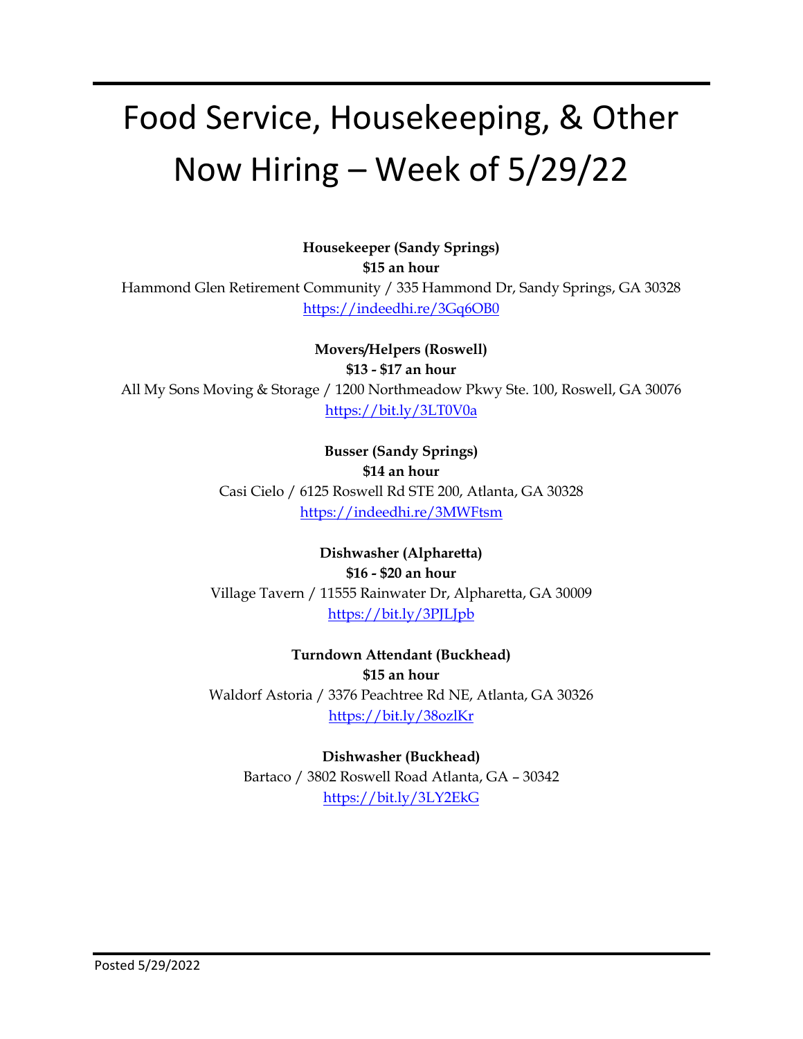# Food Service, Housekeeping, & Other Now Hiring – Week of 5/29/22

**Housekeeper (Sandy Springs)**
**$15 an hour**
Hammond Glen Retirement Community / 335 Hammond Dr, Sandy Springs, GA 30328
https://indeedhi.re/3Gq6OB0

**Movers/Helpers (Roswell)**
**$13 - $17 an hour**
All My Sons Moving & Storage / 1200 Northmeadow Pkwy Ste. 100, Roswell, GA 30076
https://bit.ly/3LT0V0a

**Busser (Sandy Springs)**
**$14 an hour**
Casi Cielo / 6125 Roswell Rd STE 200, Atlanta, GA 30328
https://indeedhi.re/3MWFtsm

**Dishwasher (Alpharetta)**
**$16 - $20 an hour**
Village Tavern / 11555 Rainwater Dr, Alpharetta, GA 30009
https://bit.ly/3PJLJpb

**Turndown Attendant (Buckhead)**
**$15 an hour**
Waldorf Astoria / 3376 Peachtree Rd NE, Atlanta, GA 30326
https://bit.ly/38ozlKr

**Dishwasher (Buckhead)**
Bartaco / 3802 Roswell Road Atlanta, GA – 30342
https://bit.ly/3LY2EkG

Posted 5/29/2022